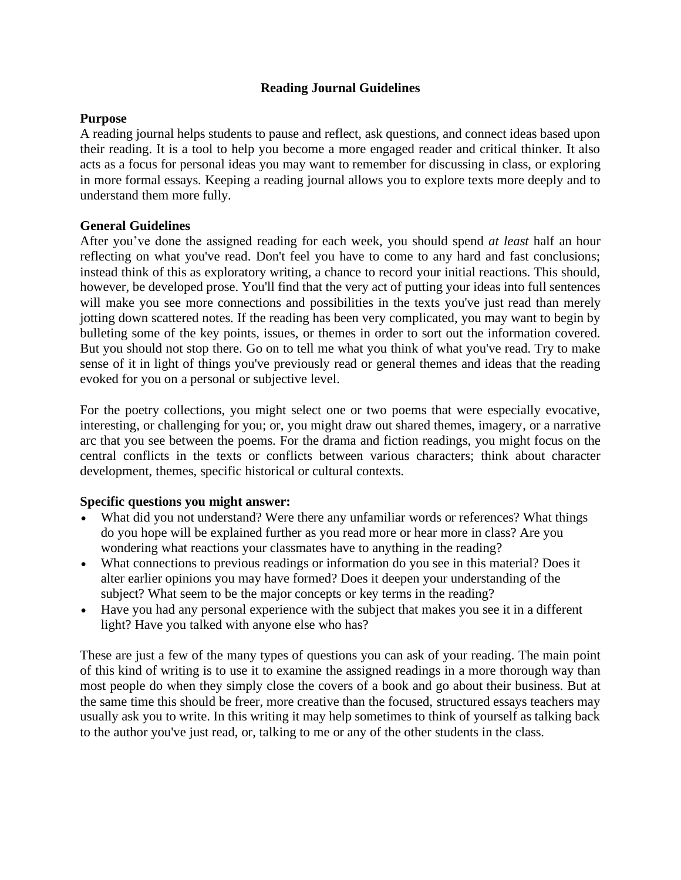# Reading Journal Guidelines

## Purpose

A reading journal helps students to pause and reflect, ask questions, and connect ideas based upon their reading. It is a tool to help you become a more engaged reader and critical thinker. It also acts as a focus for personal ideas you may want to remember for discussing in class, or exploring in more formal essays. Keeping a reading journal allows you to explore texts more deeply and to understand them more fully.

## General Guidelines

After you've done the assigned reading for each week, you should spend *at least* half an hour reflecting on what you've read. Don't feel you have to come to any hard and fast conclusions; instead think of this as exploratory writing, a chance to record your initial reactions. This should, however, be developed prose. You'll find that the very act of putting your ideas into full sentences will make you see more connections and possibilities in the texts you've just read than merely jotting down scattered notes. If the reading has been very complicated, you may want to begin by bulleting some of the key points, issues, or themes in order to sort out the information covered. But you should not stop there. Go on to tell me what you think of what you've read. Try to make sense of it in light of things you've previously read or general themes and ideas that the reading evoked for you on a personal or subjective level.

For the poetry collections, you might select one or two poems that were especially evocative, interesting, or challenging for you; or, you might draw out shared themes, imagery, or a narrative arc that you see between the poems. For the drama and fiction readings, you might focus on the central conflicts in the texts or conflicts between various characters; think about character development, themes, specific historical or cultural contexts.

## Specific questions you might answer:

- What did you not understand? Were there any unfamiliar words or references? What things do you hope will be explained further as you read more or hear more in class? Are you wondering what reactions your classmates have to anything in the reading?
- What connections to previous readings or information do you see in this material? Does it alter earlier opinions you may have formed? Does it deepen your understanding of the subject? What seem to be the major concepts or key terms in the reading?
- Have you had any personal experience with the subject that makes you see it in a different light? Have you talked with anyone else who has?

These are just a few of the many types of questions you can ask of your reading. The main point of this kind of writing is to use it to examine the assigned readings in a more thorough way than most people do when they simply close the covers of a book and go about their business. But at the same time this should be freer, more creative than the focused, structured essays teachers may usually ask you to write. In this writing it may help sometimes to think of yourself as talking back to the author you've just read, or, talking to me or any of the other students in the class.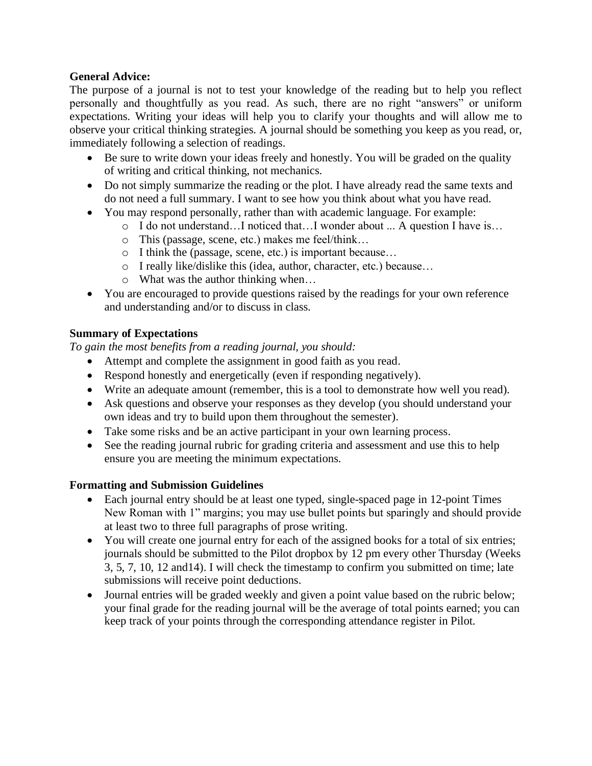**General Advice:**

The purpose of a journal is not to test your knowledge of the reading but to help you reflect personally and thoughtfully as you read. As such, there are no right "answers" or uniform expectations. Writing your ideas will help you to clarify your thoughts and will allow me to observe your critical thinking strategies. A journal should be something you keep as you read, or, immediately following a selection of readings.

- Be sure to write down your ideas freely and honestly. You will be graded on the quality of writing and critical thinking, not mechanics.
- Do not simply summarize the reading or the plot. I have already read the same texts and do not need a full summary. I want to see how you think about what you have read.
- You may respond personally, rather than with academic language. For example:
    - I do not understand…I noticed that…I wonder about ... A question I have is…
    - This (passage, scene, etc.) makes me feel/think…
    - I think the (passage, scene, etc.) is important because…
    - I really like/dislike this (idea, author, character, etc.) because…
    - What was the author thinking when…
- You are encouraged to provide questions raised by the readings for your own reference and understanding and/or to discuss in class.

**Summary of Expectations**

*To gain the most benefits from a reading journal, you should:*

- Attempt and complete the assignment in good faith as you read.
- Respond honestly and energetically (even if responding negatively).
- Write an adequate amount (remember, this is a tool to demonstrate how well you read).
- Ask questions and observe your responses as they develop (you should understand your own ideas and try to build upon them throughout the semester).
- Take some risks and be an active participant in your own learning process.
- See the reading journal rubric for grading criteria and assessment and use this to help ensure you are meeting the minimum expectations.

**Formatting and Submission Guidelines**

- Each journal entry should be at least one typed, single-spaced page in 12-point Times New Roman with 1" margins; you may use bullet points but sparingly and should provide at least two to three full paragraphs of prose writing.
- You will create one journal entry for each of the assigned books for a total of six entries; journals should be submitted to the Pilot dropbox by 12 pm every other Thursday (Weeks 3, 5, 7, 10, 12 and14). I will check the timestamp to confirm you submitted on time; late submissions will receive point deductions.
- Journal entries will be graded weekly and given a point value based on the rubric below; your final grade for the reading journal will be the average of total points earned; you can keep track of your points through the corresponding attendance register in Pilot.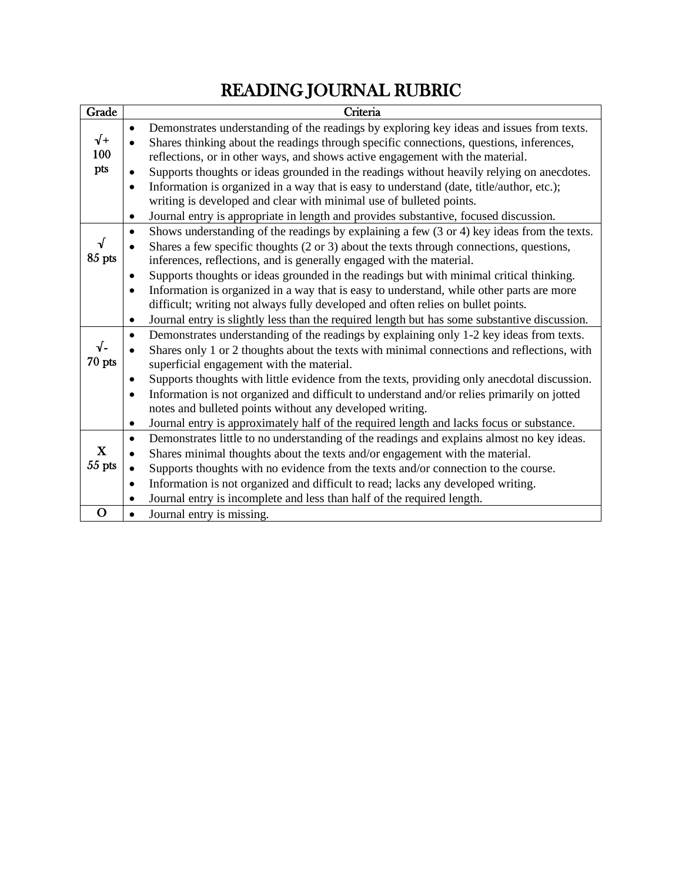# READING JOURNAL RUBRIC

| Grade | Criteria |
|---|---|
| √+ 100 pts | • Demonstrates understanding of the readings by exploring key ideas and issues from texts.<br>• Shares thinking about the readings through specific connections, questions, inferences, reflections, or in other ways, and shows active engagement with the material.<br>• Supports thoughts or ideas grounded in the readings without heavily relying on anecdotes.<br>• Information is organized in a way that is easy to understand (date, title/author, etc.); writing is developed and clear with minimal use of bulleted points.<br>• Journal entry is appropriate in length and provides substantive, focused discussion. |
| √ 85 pts | • Shows understanding of the readings by explaining a few (3 or 4) key ideas from the texts.<br>• Shares a few specific thoughts (2 or 3) about the texts through connections, questions, inferences, reflections, and is generally engaged with the material.<br>• Supports thoughts or ideas grounded in the readings but with minimal critical thinking.<br>• Information is organized in a way that is easy to understand, while other parts are more difficult; writing not always fully developed and often relies on bullet points.<br>• Journal entry is slightly less than the required length but has some substantive discussion. |
| √- 70 pts | • Demonstrates understanding of the readings by explaining only 1-2 key ideas from texts.<br>• Shares only 1 or 2 thoughts about the texts with minimal connections and reflections, with superficial engagement with the material.<br>• Supports thoughts with little evidence from the texts, providing only anecdotal discussion.<br>• Information is not organized and difficult to understand and/or relies primarily on jotted notes and bulleted points without any developed writing.<br>• Journal entry is approximately half of the required length and lacks focus or substance. |
| X 55 pts | • Demonstrates little to no understanding of the readings and explains almost no key ideas.<br>• Shares minimal thoughts about the texts and/or engagement with the material.<br>• Supports thoughts with no evidence from the texts and/or connection to the course.<br>• Information is not organized and difficult to read; lacks any developed writing.<br>• Journal entry is incomplete and less than half of the required length. |
| O | • Journal entry is missing. |